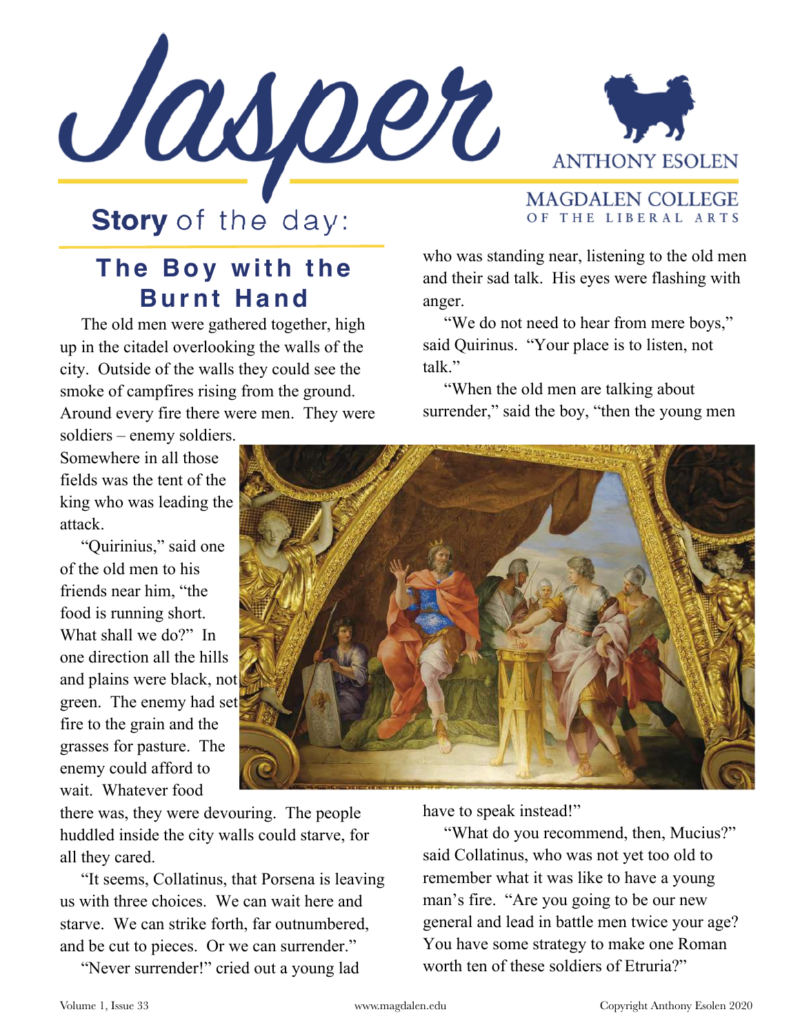# Jasper

ANTHONY ESOLEN

MAGDALEN COLLEGE OF THE LIBERAL ARTS

## Story of the day:

## The Boy with the Burnt Hand

The old men were gathered together, high up in the citadel overlooking the walls of the city. Outside of the walls they could see the smoke of campfires rising from the ground. Around every fire there were men. They were soldiers – enemy soldiers. Somewhere in all those fields was the tent of the king who was leading the attack.

"Quirinius," said one of the old men to his friends near him, "the food is running short. What shall we do?" In one direction all the hills and plains were black, not green. The enemy had set fire to the grain and the grasses for pasture. The enemy could afford to wait. Whatever food there was, they were devouring. The people huddled inside the city walls could starve, for all they cared.

"It seems, Collatinus, that Porsena is leaving us with three choices. We can wait here and starve. We can strike forth, far outnumbered, and be cut to pieces. Or we can surrender."

"Never surrender!" cried out a young lad who was standing near, listening to the old men and their sad talk. His eyes were flashing with anger.

"We do not need to hear from mere boys," said Quirinus. "Your place is to listen, not talk."

"When the old men are talking about surrender," said the boy, "then the young men have to speak instead!"

"What do you recommend, then, Mucius?" said Collatinus, who was not yet too old to remember what it was like to have a young man's fire. "Are you going to be our new general and lead in battle men twice your age? You have some strategy to make one Roman worth ten of these soldiers of Etruria?"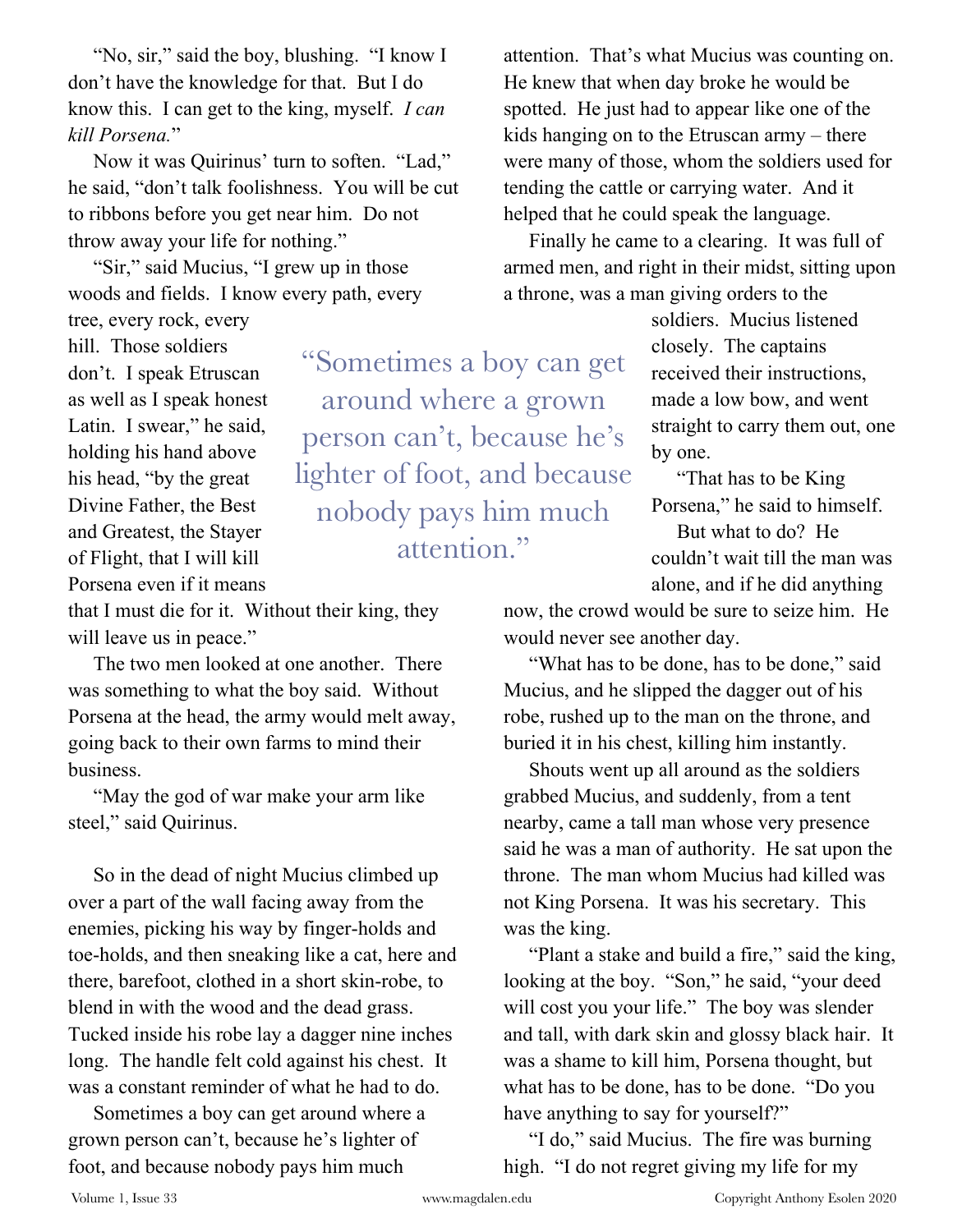"No, sir," said the boy, blushing. "I know I don't have the knowledge for that. But I do know this. I can get to the king, myself. *I can kill Porsena.*"

Now it was Quirinus' turn to soften. "Lad," he said, "don't talk foolishness. You will be cut to ribbons before you get near him. Do not throw away your life for nothing."

"Sir," said Mucius, "I grew up in those woods and fields. I know every path, every tree, every rock, every hill. Those soldiers don't. I speak Etruscan as well as I speak honest Latin. I swear," he said, holding his hand above his head, "by the great Divine Father, the Best and Greatest, the Stayer of Flight, that I will kill Porsena even if it means that I must die for it. Without their king, they will leave us in peace."

The two men looked at one another. There was something to what the boy said. Without Porsena at the head, the army would melt away, going back to their own farms to mind their business.

"May the god of war make your arm like steel," said Quirinus.

So in the dead of night Mucius climbed up over a part of the wall facing away from the enemies, picking his way by finger-holds and toe-holds, and then sneaking like a cat, here and there, barefoot, clothed in a short skin-robe, to blend in with the wood and the dead grass. Tucked inside his robe lay a dagger nine inches long. The handle felt cold against his chest. It was a constant reminder of what he had to do.

Sometimes a boy can get around where a grown person can't, because he's lighter of foot, and because nobody pays him much attention. That's what Mucius was counting on. He knew that when day broke he would be spotted. He just had to appear like one of the kids hanging on to the Etruscan army – there were many of those, whom the soldiers used for tending the cattle or carrying water. And it helped that he could speak the language.

Finally he came to a clearing. It was full of armed men, and right in their midst, sitting upon a throne, was a man giving orders to the soldiers. Mucius listened closely. The captains received their instructions, made a low bow, and went straight to carry them out, one by one.

"That has to be King Porsena," he said to himself.

But what to do? He couldn't wait till the man was alone, and if he did anything now, the crowd would be sure to seize him. He would never see another day.

"What has to be done, has to be done," said Mucius, and he slipped the dagger out of his robe, rushed up to the man on the throne, and buried it in his chest, killing him instantly.

Shouts went up all around as the soldiers grabbed Mucius, and suddenly, from a tent nearby, came a tall man whose very presence said he was a man of authority. He sat upon the throne. The man whom Mucius had killed was not King Porsena. It was his secretary. This was the king.

"Plant a stake and build a fire," said the king, looking at the boy. "Son," he said, "your deed will cost you your life." The boy was slender and tall, with dark skin and glossy black hair. It was a shame to kill him, Porsena thought, but what has to be done, has to be done. "Do you have anything to say for yourself?"

"I do," said Mucius. The fire was burning high. "I do not regret giving my life for my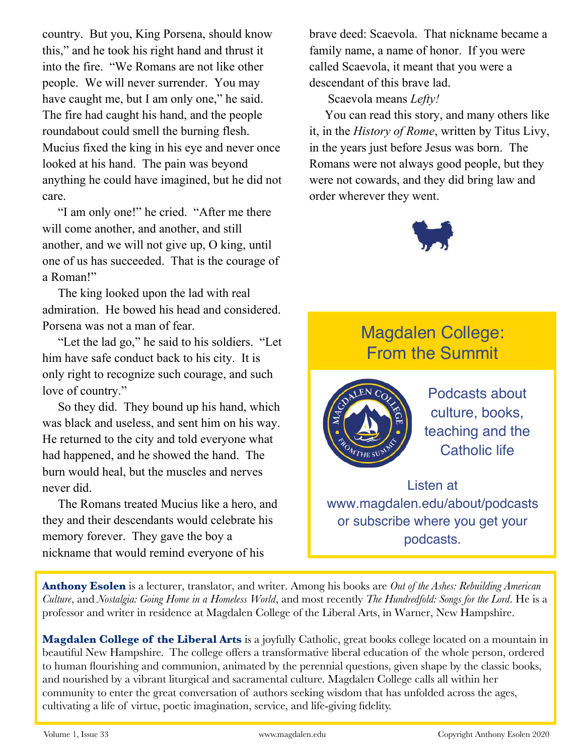country. But you, King Porsena, should know this," and he took his right hand and thrust it into the fire. "We Romans are not like other people. We will never surrender. You may have caught me, but I am only one," he said. The fire had caught his hand, and the people roundabout could smell the burning flesh. Mucius fixed the king in his eye and never once looked at his hand. The pain was beyond anything he could have imagined, but he did not care.

"I am only one!" he cried. "After me there will come another, and another, and still another, and we will not give up, O king, until one of us has succeeded. That is the courage of a Roman!"

The king looked upon the lad with real admiration. He bowed his head and considered. Porsena was not a man of fear.

"Let the lad go," he said to his soldiers. "Let him have safe conduct back to his city. It is only right to recognize such courage, and such love of country."

So they did. They bound up his hand, which was black and useless, and sent him on his way. He returned to the city and told everyone what had happened, and he showed the hand. The burn would heal, but the muscles and nerves never did.

The Romans treated Mucius like a hero, and they and their descendants would celebrate his memory forever. They gave the boy a nickname that would remind everyone of his brave deed: Scaevola. That nickname became a family name, a name of honor. If you were called Scaevola, it meant that you were a descendant of this brave lad.

Scaevola means *Lefty!*

You can read this story, and many others like it, in the *History of Rome*, written by Titus Livy, in the years just before Jesus was born. The Romans were not always good people, but they were not cowards, and they did bring law and order wherever they went.

## Magdalen College: From the Summit

Podcasts about culture, books, teaching and the Catholic life

Listen at www.magdalen.edu/about/podcasts or subscribe where you get your podcasts.

**Anthony Esolen** is a lecturer, translator, and writer. Among his books are *Out of the Ashes: Rebuilding American Culture*, and *Nostalgia: Going Home in a Homeless World*, and most recently *The Hundredfold: Songs for the Lord*. He is a professor and writer in residence at Magdalen College of the Liberal Arts, in Warner, New Hampshire.

**Magdalen College of the Liberal Arts** is a joyfully Catholic, great books college located on a mountain in beautiful New Hampshire. The college offers a transformative liberal education of the whole person, ordered to human flourishing and communion, animated by the perennial questions, given shape by the classic books, and nourished by a vibrant liturgical and sacramental culture. Magdalen College calls all within her community to enter the great conversation of authors seeking wisdom that has unfolded across the ages, cultivating a life of virtue, poetic imagination, service, and life-giving fidelity.